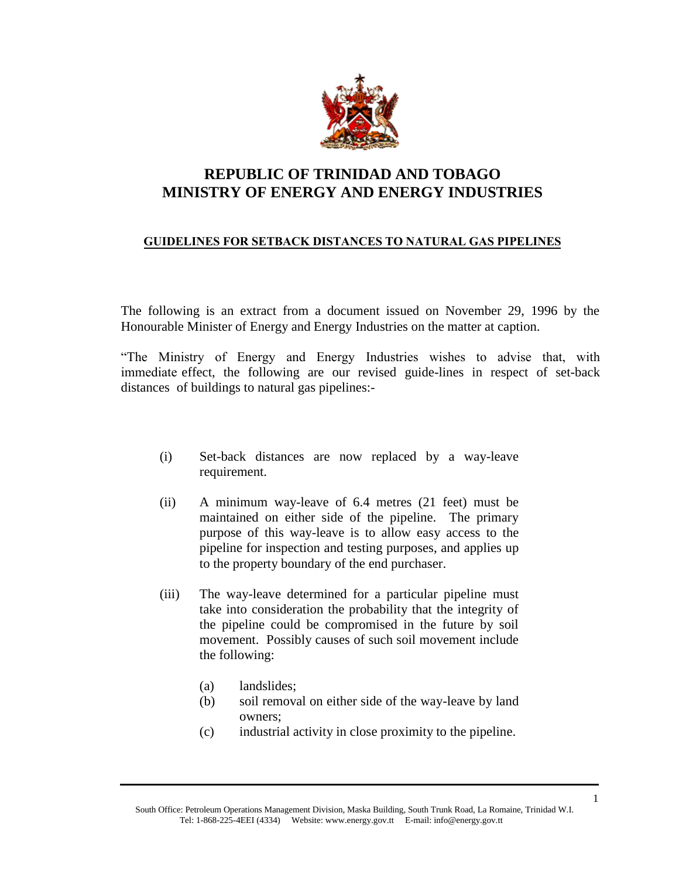# REPUBLIC OF TRINIDAD AND TOBAGO
# MINISTRY OF ENERGY AND ENERGY INDUSTRIES

## GUIDELINES FOR SETBACK DISTANCES TO NATURAL GAS PIPELINES

The following is an extract from a document issued on November 29, 1996 by the Honourable Minister of Energy and Energy Industries on the matter at caption.

"The Ministry of Energy and Energy Industries wishes to advise that, with immediate effect, the following are our revised guide-lines in respect of set-back distances of buildings to natural gas pipelines:-

(i) Set-back distances are now replaced by a way-leave requirement.

(ii) A minimum way-leave of 6.4 metres (21 feet) must be maintained on either side of the pipeline. The primary purpose of this way-leave is to allow easy access to the pipeline for inspection and testing purposes, and applies up to the property boundary of the end purchaser.

(iii) The way-leave determined for a particular pipeline must take into consideration the probability that the integrity of the pipeline could be compromised in the future by soil movement. Possibly causes of such soil movement include the following:

   (a) landslides;
   (b) soil removal on either side of the way-leave by land owners;
   (c) industrial activity in close proximity to the pipeline.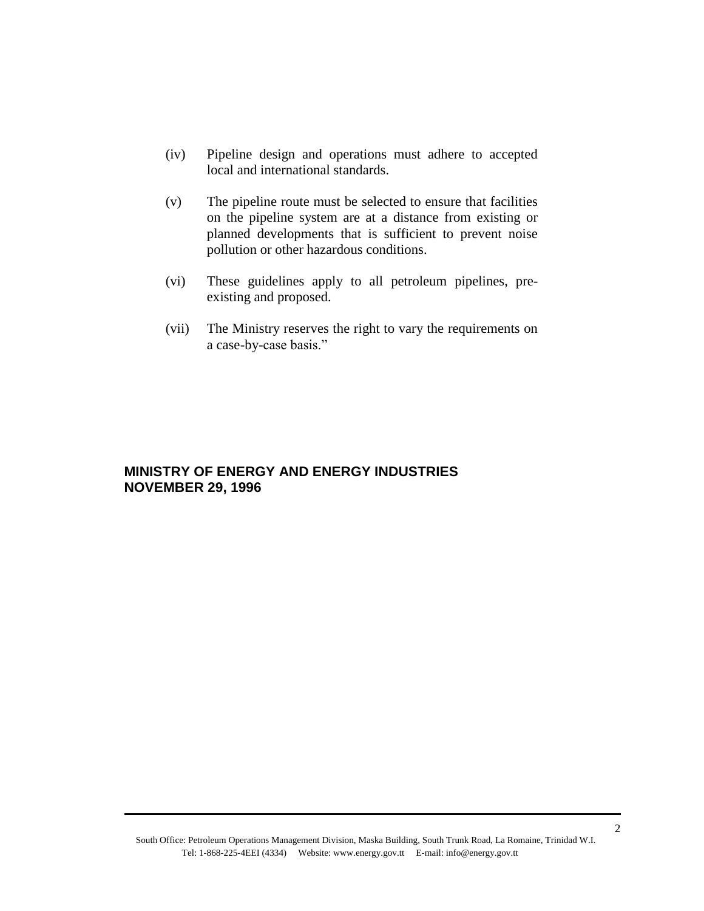(iv) Pipeline design and operations must adhere to accepted local and international standards.

(v) The pipeline route must be selected to ensure that facilities on the pipeline system are at a distance from existing or planned developments that is sufficient to prevent noise pollution or other hazardous conditions.

(vi) These guidelines apply to all petroleum pipelines, pre-existing and proposed.

(vii) The Ministry reserves the right to vary the requirements on a case-by-case basis."

**MINISTRY OF ENERGY AND ENERGY INDUSTRIES**
**NOVEMBER 29, 1996**

South Office: Petroleum Operations Management Division, Maska Building, South Trunk Road, La Romaine, Trinidad W.I.
Tel: 1-868-225-4EEI (4334) Website: www.energy.gov.tt E-mail: info@energy.gov.tt